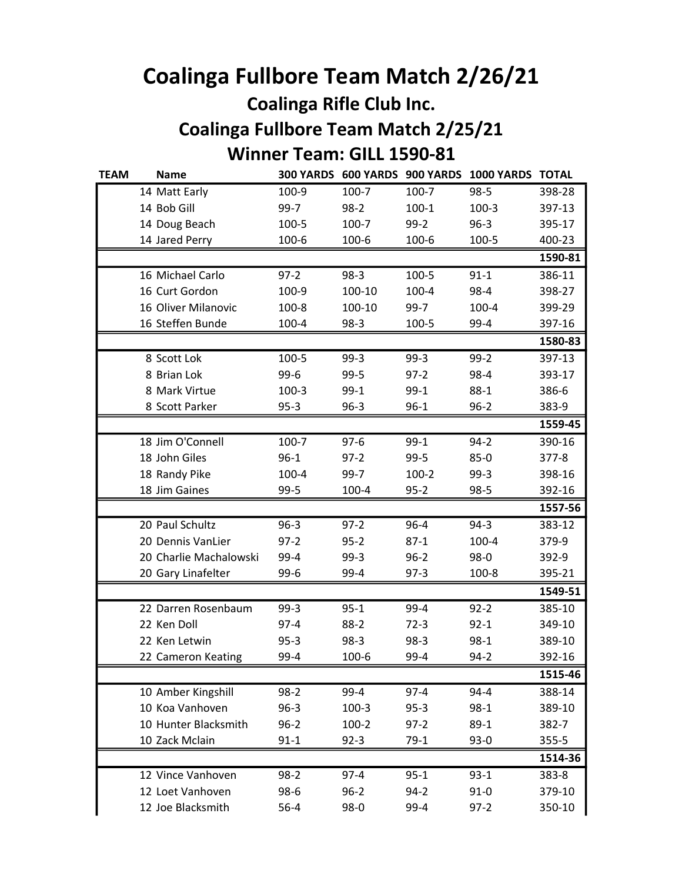# Coalinga Fullbore Team Match 2/26/21

## Coalinga Rifle Club Inc.

## Coalinga Fullbore Team Match 2/25/21

## Winner Team: GILL 1590-81

| TEAM | Name | 300 YARDS | 600 YARDS | 900 YARDS | 1000 YARDS | TOTAL |
|---|---|---|---|---|---|---|
| 14 | Matt Early | 100-9 | 100-7 | 100-7 | 98-5 | 398-28 |
| 14 | Bob Gill | 99-7 | 98-2 | 100-1 | 100-3 | 397-13 |
| 14 | Doug Beach | 100-5 | 100-7 | 99-2 | 96-3 | 395-17 |
| 14 | Jared Perry | 100-6 | 100-6 | 100-6 | 100-5 | 400-23 |
| | | | | | | 1590-81 |
| 16 | Michael Carlo | 97-2 | 98-3 | 100-5 | 91-1 | 386-11 |
| 16 | Curt Gordon | 100-9 | 100-10 | 100-4 | 98-4 | 398-27 |
| 16 | Oliver Milanovic | 100-8 | 100-10 | 99-7 | 100-4 | 399-29 |
| 16 | Steffen Bunde | 100-4 | 98-3 | 100-5 | 99-4 | 397-16 |
| | | | | | | 1580-83 |
| 8 | Scott Lok | 100-5 | 99-3 | 99-3 | 99-2 | 397-13 |
| 8 | Brian Lok | 99-6 | 99-5 | 97-2 | 98-4 | 393-17 |
| 8 | Mark Virtue | 100-3 | 99-1 | 99-1 | 88-1 | 386-6 |
| 8 | Scott Parker | 95-3 | 96-3 | 96-1 | 96-2 | 383-9 |
| | | | | | | 1559-45 |
| 18 | Jim O'Connell | 100-7 | 97-6 | 99-1 | 94-2 | 390-16 |
| 18 | John Giles | 96-1 | 97-2 | 99-5 | 85-0 | 377-8 |
| 18 | Randy Pike | 100-4 | 99-7 | 100-2 | 99-3 | 398-16 |
| 18 | Jim Gaines | 99-5 | 100-4 | 95-2 | 98-5 | 392-16 |
| | | | | | | 1557-56 |
| 20 | Paul Schultz | 96-3 | 97-2 | 96-4 | 94-3 | 383-12 |
| 20 | Dennis VanLier | 97-2 | 95-2 | 87-1 | 100-4 | 379-9 |
| 20 | Charlie Machalowski | 99-4 | 99-3 | 96-2 | 98-0 | 392-9 |
| 20 | Gary Linafelter | 99-6 | 99-4 | 97-3 | 100-8 | 395-21 |
| | | | | | | 1549-51 |
| 22 | Darren Rosenbaum | 99-3 | 95-1 | 99-4 | 92-2 | 385-10 |
| 22 | Ken Doll | 97-4 | 88-2 | 72-3 | 92-1 | 349-10 |
| 22 | Ken Letwin | 95-3 | 98-3 | 98-3 | 98-1 | 389-10 |
| 22 | Cameron Keating | 99-4 | 100-6 | 99-4 | 94-2 | 392-16 |
| | | | | | | 1515-46 |
| 10 | Amber Kingshill | 98-2 | 99-4 | 97-4 | 94-4 | 388-14 |
| 10 | Koa Vanhoven | 96-3 | 100-3 | 95-3 | 98-1 | 389-10 |
| 10 | Hunter Blacksmith | 96-2 | 100-2 | 97-2 | 89-1 | 382-7 |
| 10 | Zack Mclain | 91-1 | 92-3 | 79-1 | 93-0 | 355-5 |
| | | | | | | 1514-36 |
| 12 | Vince Vanhoven | 98-2 | 97-4 | 95-1 | 93-1 | 383-8 |
| 12 | Loet Vanhoven | 98-6 | 96-2 | 94-2 | 91-0 | 379-10 |
| 12 | Joe Blacksmith | 56-4 | 98-0 | 99-4 | 97-2 | 350-10 |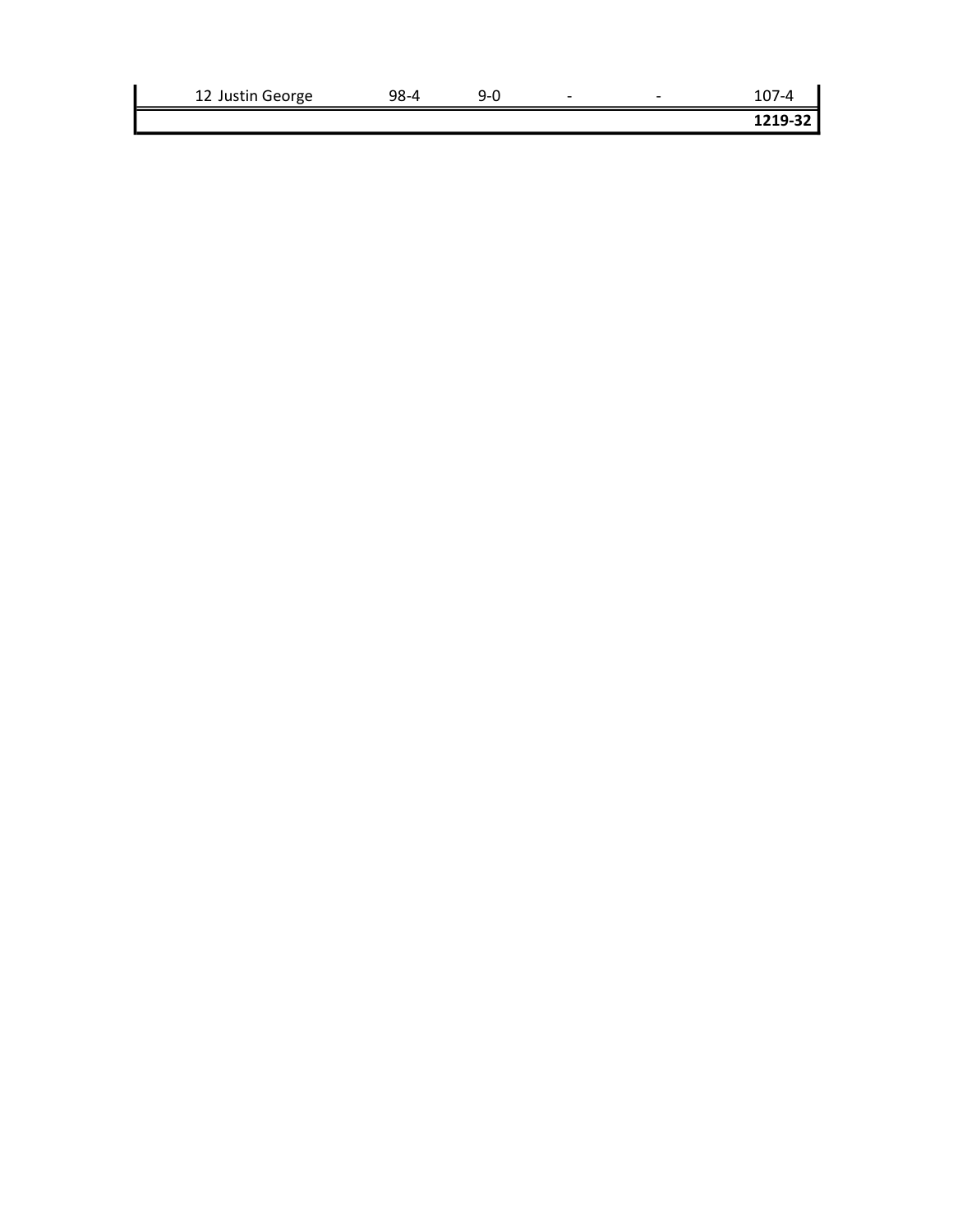| | | | | | |
|---|---|---|---|---|---|
| 12 Justin George | 98-4 | 9-0 | - | - | 107-4 |
| | | | | | **1219-32** |